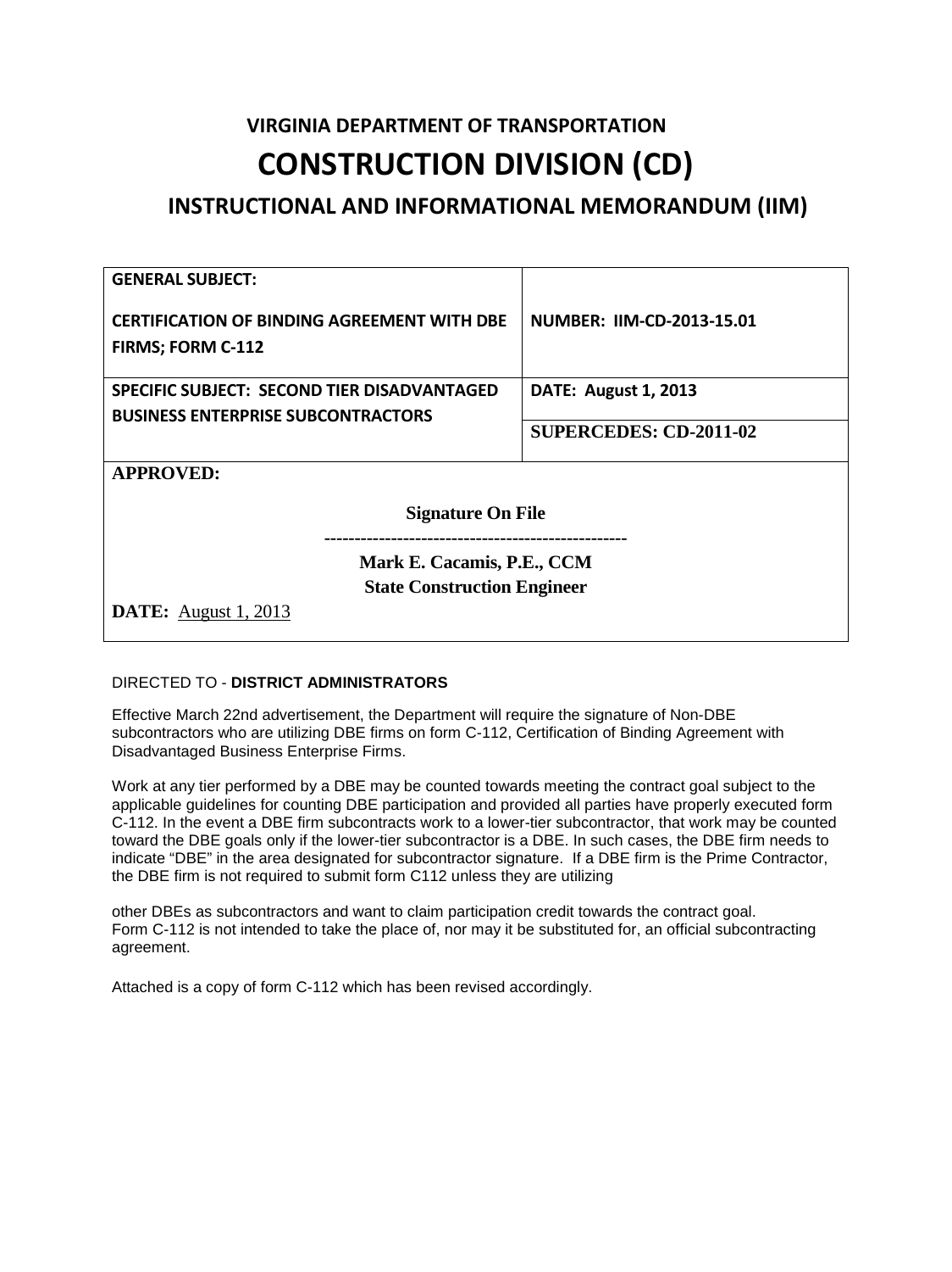# VIRGINIA DEPARTMENT OF TRANSPORTATION

# CONSTRUCTION DIVISION (CD)

## INSTRUCTIONAL AND INFORMATIONAL MEMORANDUM (IIM)

| **GENERAL SUBJECT:**<br><br>**CERTIFICATION OF BINDING AGREEMENT WITH DBE FIRMS; FORM C-112** | **NUMBER: IIM-CD-2013-15.01** |
|---|---|
| **SPECIFIC SUBJECT: SECOND TIER DISADVANTAGED BUSINESS ENTERPRISE SUBCONTRACTORS** | **DATE: August 1, 2013**<br><br>**SUPERCEDES: CD-2011-02** |
| **APPROVED:**<br><br>**Signature On File**<br>**--------------------------------------------------**<br>**Mark E. Cacamis, P.E., CCM**<br>**State Construction Engineer**<br><br>**DATE:** August 1, 2013 | |

DIRECTED TO - **DISTRICT ADMINISTRATORS**

Effective March 22nd advertisement, the Department will require the signature of Non-DBE subcontractors who are utilizing DBE firms on form C-112, Certification of Binding Agreement with Disadvantaged Business Enterprise Firms.

Work at any tier performed by a DBE may be counted towards meeting the contract goal subject to the applicable guidelines for counting DBE participation and provided all parties have properly executed form C-112. In the event a DBE firm subcontracts work to a lower-tier subcontractor, that work may be counted toward the DBE goals only if the lower-tier subcontractor is a DBE. In such cases, the DBE firm needs to indicate "DBE" in the area designated for subcontractor signature. If a DBE firm is the Prime Contractor, the DBE firm is not required to submit form C112 unless they are utilizing other DBEs as subcontractors and want to claim participation credit towards the contract goal. Form C-112 is not intended to take the place of, nor may it be substituted for, an official subcontracting agreement.

Attached is a copy of form C-112 which has been revised accordingly.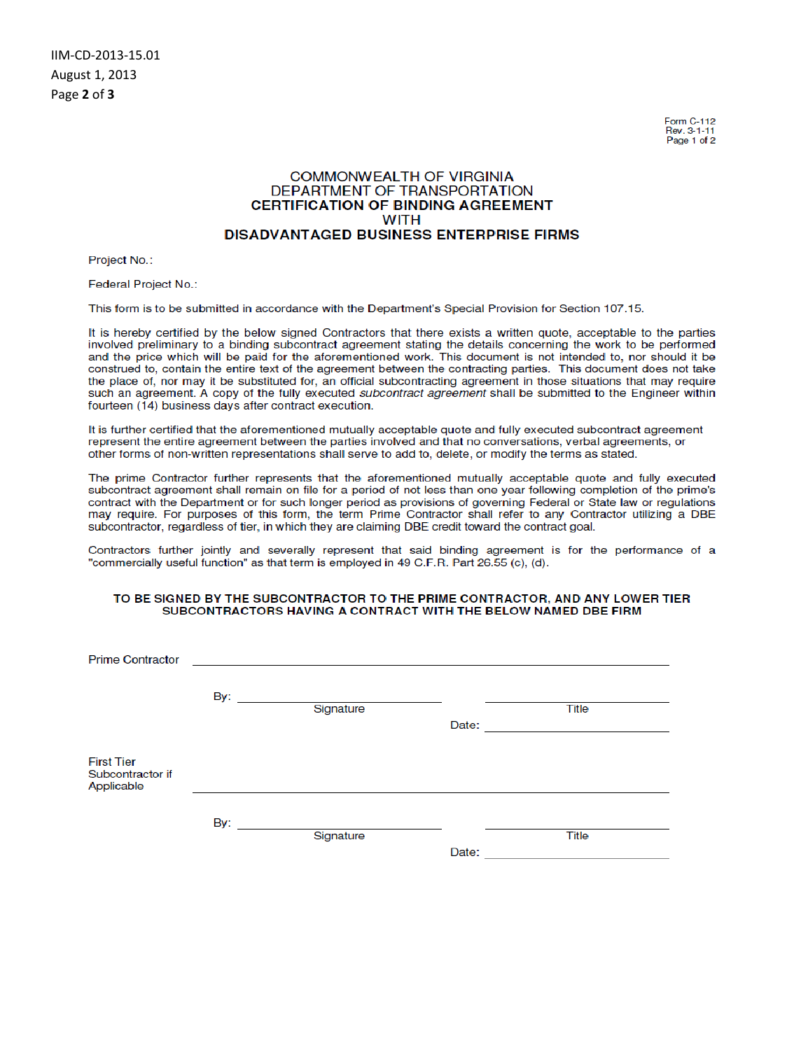Form C-112
Rev. 3-1-11
Page 1 of 2

# COMMONWEALTH OF VIRGINIA
# DEPARTMENT OF TRANSPORTATION
# **CERTIFICATION OF BINDING AGREEMENT WITH DISADVANTAGED BUSINESS ENTERPRISE FIRMS**

Project No.:

Federal Project No.:

This form is to be submitted in accordance with the Department's Special Provision for Section 107.15.

It is hereby certified by the below signed Contractors that there exists a written quote, acceptable to the parties involved preliminary to a binding subcontract agreement stating the details concerning the work to be performed and the price which will be paid for the aforementioned work. This document is not intended to, nor should it be construed to, contain the entire text of the agreement between the contracting parties. This document does not take the place of, nor may it be substituted for, an official subcontracting agreement in those situations that may require such an agreement. A copy of the fully executed *subcontract agreement* shall be submitted to the Engineer within fourteen (14) business days after contract execution.

It is further certified that the aforementioned mutually acceptable quote and fully executed subcontract agreement represent the entire agreement between the parties involved and that no conversations, verbal agreements, or other forms of non-written representations shall serve to add to, delete, or modify the terms as stated.

The prime Contractor further represents that the aforementioned mutually acceptable quote and fully executed subcontract agreement shall remain on file for a period of not less than one year following completion of the prime's contract with the Department or for such longer period as provisions of governing Federal or State law or regulations may require. For purposes of this form, the term Prime Contractor shall refer to any Contractor utilizing a DBE subcontractor, regardless of tier, in which they are claiming DBE credit toward the contract goal.

Contractors further jointly and severally represent that said binding agreement is for the performance of a "commercially useful function" as that term is employed in 49 C.F.R. Part 26.55 (c), (d).

**TO BE SIGNED BY THE SUBCONTRACTOR TO THE PRIME CONTRACTOR, AND ANY LOWER TIER SUBCONTRACTORS HAVING A CONTRACT WITH THE BELOW NAMED DBE FIRM**

Prime Contractor \_\_\_\_\_\_\_\_\_\_\_\_\_\_\_\_\_\_\_\_\_\_\_\_\_\_\_\_\_\_\_\_\_\_\_\_\_\_\_\_

By: \_\_\_\_\_\_\_\_\_\_\_\_\_\_\_\_\_\_\_\_ \_\_\_\_\_\_\_\_\_\_\_\_\_\_\_\_\_\_\_\_
Signature Title

Date: \_\_\_\_\_\_\_\_\_\_\_\_\_\_\_\_\_\_\_\_

First Tier Subcontractor if Applicable \_\_\_\_\_\_\_\_\_\_\_\_\_\_\_\_\_\_\_\_\_\_\_\_\_\_\_\_\_\_\_\_\_\_\_\_\_\_\_\_

By: \_\_\_\_\_\_\_\_\_\_\_\_\_\_\_\_\_\_\_\_ \_\_\_\_\_\_\_\_\_\_\_\_\_\_\_\_\_\_\_\_
Signature Title

Date: \_\_\_\_\_\_\_\_\_\_\_\_\_\_\_\_\_\_\_\_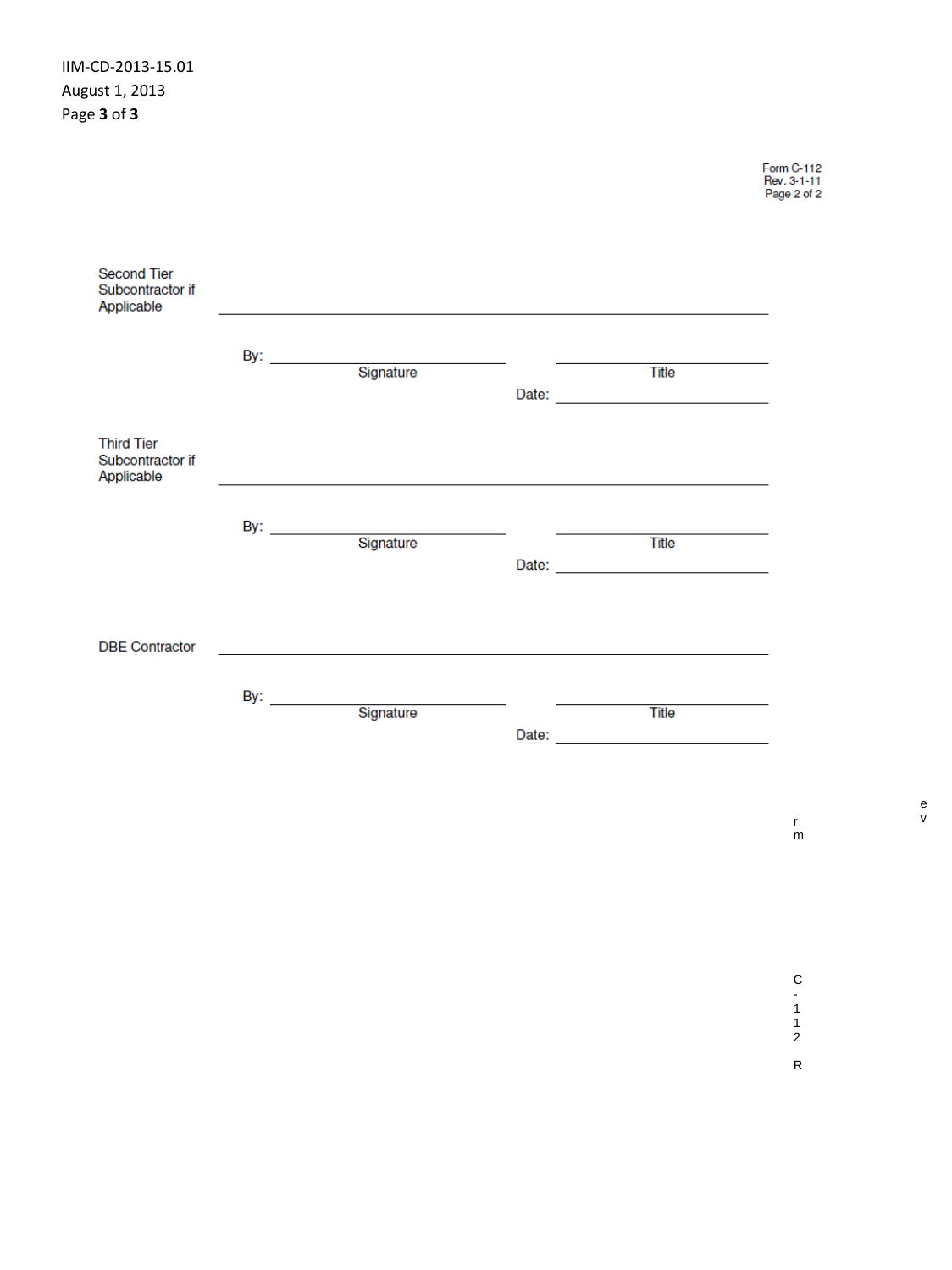Form C-112
Rev. 3-1-11
Page 2 of 2

Second Tier Subcontractor if Applicable ______________________________________________

By: ____________________ ____________________
Signature Title

Date: ____________________

Third Tier Subcontractor if Applicable ______________________________________________

By: ____________________ ____________________
Signature Title

Date: ____________________

DBE Contractor ______________________________________________

By: ____________________ ____________________
Signature Title

Date: ____________________